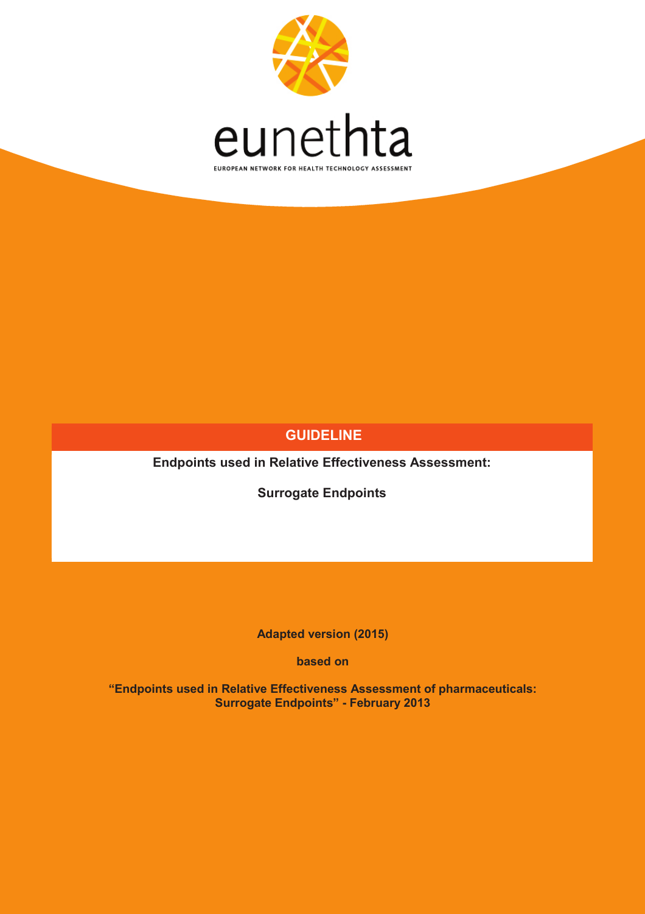eunethta

EUROPEAN NETWORK FOR HEALTH TECHNOLOGY ASSESSMENT

# GUIDELINE

**Endpoints used in Relative Effectiveness Assessment:**

**Surrogate Endpoints**

**Adapted version (2015)**

**based on**

**“Endpoints used in Relative Effectiveness Assessment of pharmaceuticals: Surrogate Endpoints” - February 2013**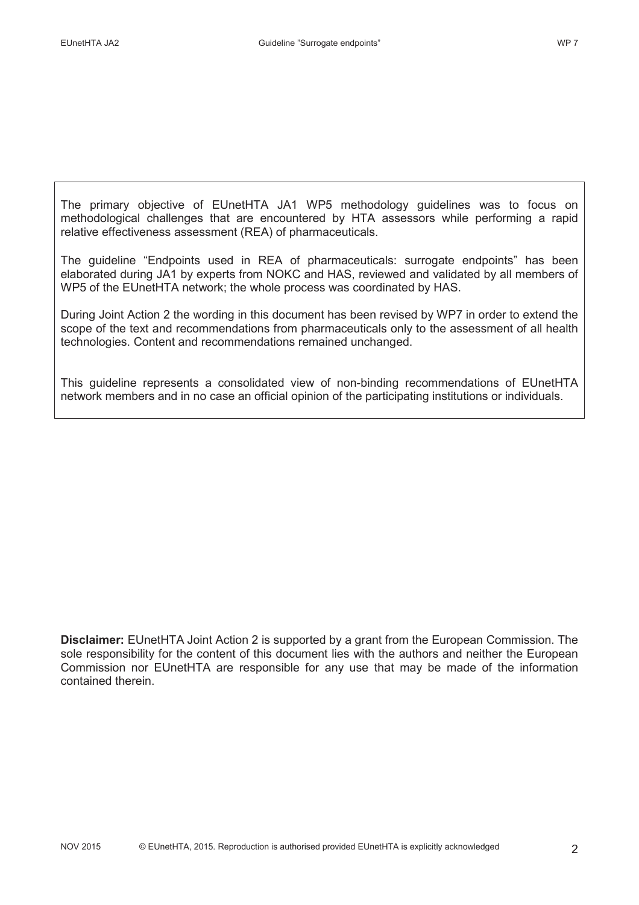The primary objective of EUnetHTA JA1 WP5 methodology guidelines was to focus on methodological challenges that are encountered by HTA assessors while performing a rapid relative effectiveness assessment (REA) of pharmaceuticals.

The guideline "Endpoints used in REA of pharmaceuticals: surrogate endpoints" has been elaborated during JA1 by experts from NOKC and HAS, reviewed and validated by all members of WP5 of the EUnetHTA network; the whole process was coordinated by HAS.

During Joint Action 2 the wording in this document has been revised by WP7 in order to extend the scope of the text and recommendations from pharmaceuticals only to the assessment of all health technologies. Content and recommendations remained unchanged.

This guideline represents a consolidated view of non-binding recommendations of EUnetHTA network members and in no case an official opinion of the participating institutions or individuals.

**Disclaimer:** EUnetHTA Joint Action 2 is supported by a grant from the European Commission. The sole responsibility for the content of this document lies with the authors and neither the European Commission nor EUnetHTA are responsible for any use that may be made of the information contained therein.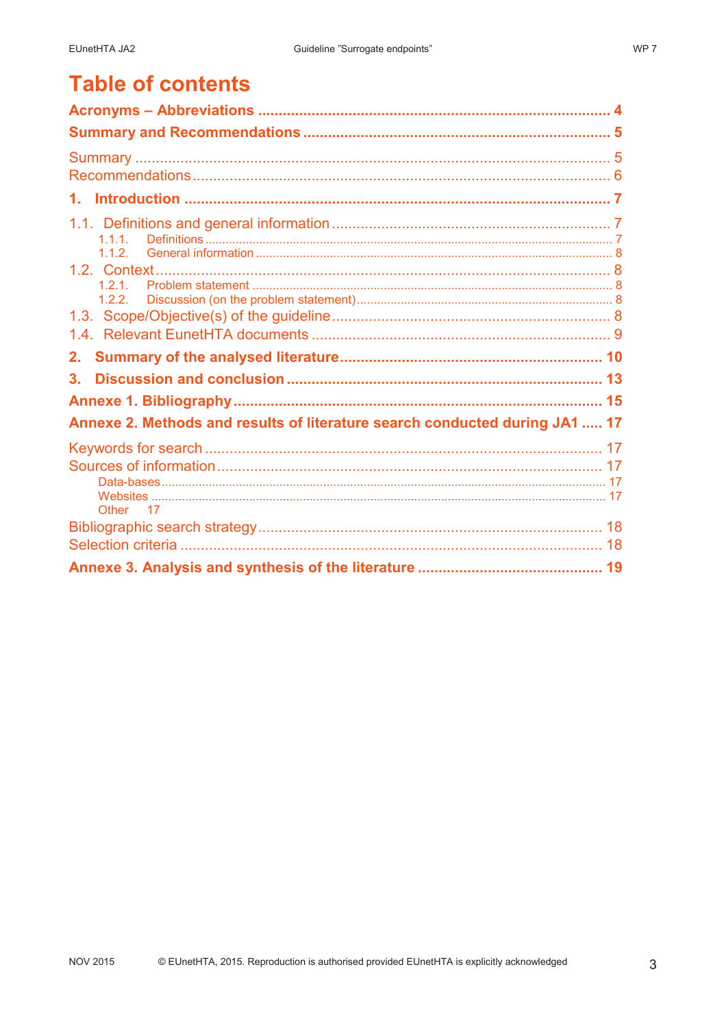# Table of contents

**Acronyms – Abbreviations** ..... 4

**Summary and Recommendations** ..... 5

Summary ..... 5

Recommendations ..... 6

**1. Introduction** ..... 7

1.1. Definitions and general information ..... 7

- 1.1.1. Definitions ..... 7
- 1.1.2. General information ..... 8

1.2. Context ..... 8

- 1.2.1. Problem statement ..... 8
- 1.2.2. Discussion (on the problem statement) ..... 8

1.3. Scope/Objective(s) of the guideline ..... 8

1.4. Relevant EunetHTA documents ..... 9

**2. Summary of the analysed literature** ..... 10

**3. Discussion and conclusion** ..... 13

**Annexe 1. Bibliography** ..... 15

**Annexe 2. Methods and results of literature search conducted during JA1** ..... 17

Keywords for search ..... 17

Sources of information ..... 17

- Data-bases ..... 17
- Websites ..... 17
- Other 17

Bibliographic search strategy ..... 18

Selection criteria ..... 18

**Annexe 3. Analysis and synthesis of the literature** ..... 19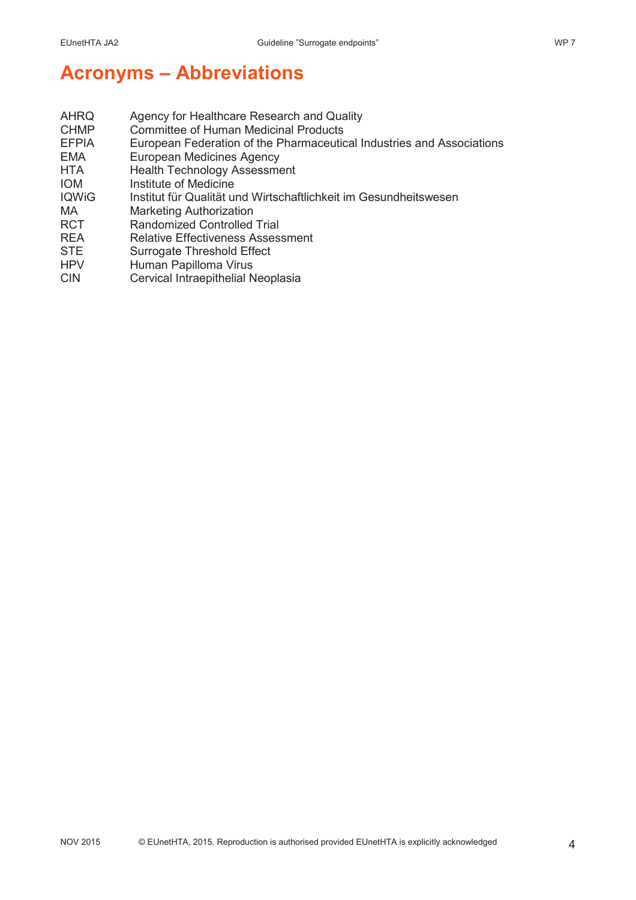# Acronyms – Abbreviations

| | |
|---|---|
| AHRQ | Agency for Healthcare Research and Quality |
| CHMP | Committee of Human Medicinal Products |
| EFPIA | European Federation of the Pharmaceutical Industries and Associations |
| EMA | European Medicines Agency |
| HTA | Health Technology Assessment |
| IOM | Institute of Medicine |
| IQWiG | Institut für Qualität und Wirtschaftlichkeit im Gesundheitswesen |
| MA | Marketing Authorization |
| RCT | Randomized Controlled Trial |
| REA | Relative Effectiveness Assessment |
| STE | Surrogate Threshold Effect |
| HPV | Human Papilloma Virus |
| CIN | Cervical Intraepithelial Neoplasia |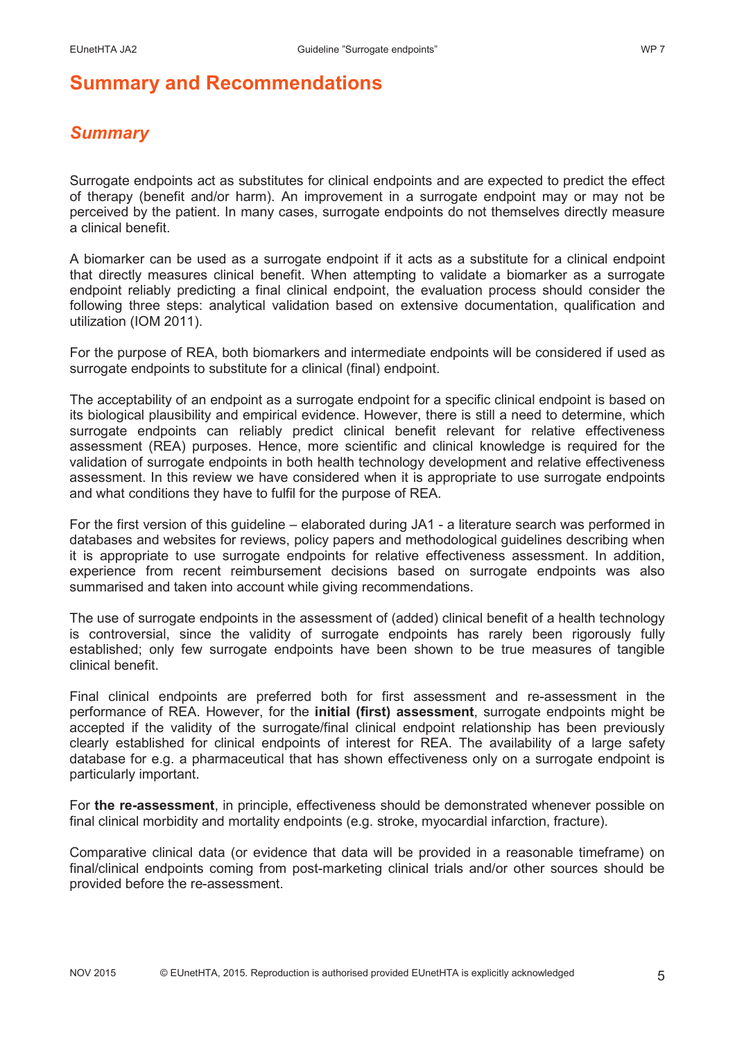# Summary and Recommendations

## *Summary*

Surrogate endpoints act as substitutes for clinical endpoints and are expected to predict the effect of therapy (benefit and/or harm). An improvement in a surrogate endpoint may or may not be perceived by the patient. In many cases, surrogate endpoints do not themselves directly measure a clinical benefit.

A biomarker can be used as a surrogate endpoint if it acts as a substitute for a clinical endpoint that directly measures clinical benefit. When attempting to validate a biomarker as a surrogate endpoint reliably predicting a final clinical endpoint, the evaluation process should consider the following three steps: analytical validation based on extensive documentation, qualification and utilization (IOM 2011).

For the purpose of REA, both biomarkers and intermediate endpoints will be considered if used as surrogate endpoints to substitute for a clinical (final) endpoint.

The acceptability of an endpoint as a surrogate endpoint for a specific clinical endpoint is based on its biological plausibility and empirical evidence. However, there is still a need to determine, which surrogate endpoints can reliably predict clinical benefit relevant for relative effectiveness assessment (REA) purposes. Hence, more scientific and clinical knowledge is required for the validation of surrogate endpoints in both health technology development and relative effectiveness assessment. In this review we have considered when it is appropriate to use surrogate endpoints and what conditions they have to fulfil for the purpose of REA.

For the first version of this guideline – elaborated during JA1 - a literature search was performed in databases and websites for reviews, policy papers and methodological guidelines describing when it is appropriate to use surrogate endpoints for relative effectiveness assessment. In addition, experience from recent reimbursement decisions based on surrogate endpoints was also summarised and taken into account while giving recommendations.

The use of surrogate endpoints in the assessment of (added) clinical benefit of a health technology is controversial, since the validity of surrogate endpoints has rarely been rigorously fully established; only few surrogate endpoints have been shown to be true measures of tangible clinical benefit.

Final clinical endpoints are preferred both for first assessment and re-assessment in the performance of REA. However, for the **initial (first) assessment**, surrogate endpoints might be accepted if the validity of the surrogate/final clinical endpoint relationship has been previously clearly established for clinical endpoints of interest for REA. The availability of a large safety database for e.g. a pharmaceutical that has shown effectiveness only on a surrogate endpoint is particularly important.

For **the re-assessment**, in principle, effectiveness should be demonstrated whenever possible on final clinical morbidity and mortality endpoints (e.g. stroke, myocardial infarction, fracture).

Comparative clinical data (or evidence that data will be provided in a reasonable timeframe) on final/clinical endpoints coming from post-marketing clinical trials and/or other sources should be provided before the re-assessment.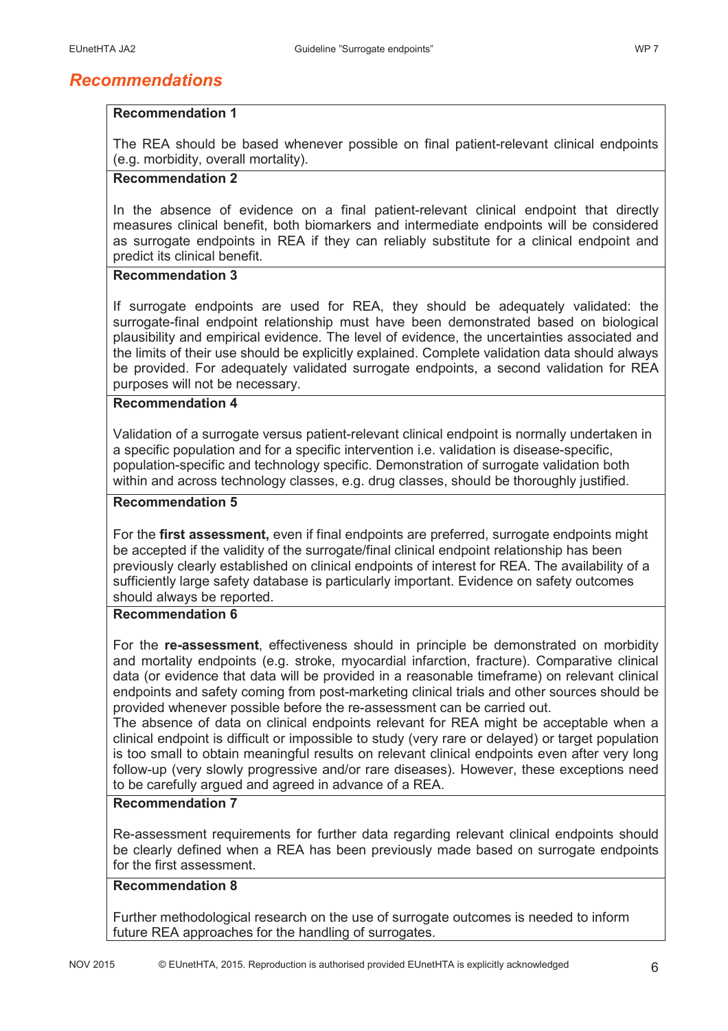## *Recommendations*

**Recommendation 1**

The REA should be based whenever possible on final patient-relevant clinical endpoints (e.g. morbidity, overall mortality).

**Recommendation 2**

In the absence of evidence on a final patient-relevant clinical endpoint that directly measures clinical benefit, both biomarkers and intermediate endpoints will be considered as surrogate endpoints in REA if they can reliably substitute for a clinical endpoint and predict its clinical benefit.

**Recommendation 3**

If surrogate endpoints are used for REA, they should be adequately validated: the surrogate-final endpoint relationship must have been demonstrated based on biological plausibility and empirical evidence. The level of evidence, the uncertainties associated and the limits of their use should be explicitly explained. Complete validation data should always be provided. For adequately validated surrogate endpoints, a second validation for REA purposes will not be necessary.

**Recommendation 4**

Validation of a surrogate versus patient-relevant clinical endpoint is normally undertaken in a specific population and for a specific intervention i.e. validation is disease-specific, population-specific and technology specific. Demonstration of surrogate validation both within and across technology classes, e.g. drug classes, should be thoroughly justified.

**Recommendation 5**

For the **first assessment,** even if final endpoints are preferred, surrogate endpoints might be accepted if the validity of the surrogate/final clinical endpoint relationship has been previously clearly established on clinical endpoints of interest for REA. The availability of a sufficiently large safety database is particularly important. Evidence on safety outcomes should always be reported.

**Recommendation 6**

For the **re-assessment**, effectiveness should in principle be demonstrated on morbidity and mortality endpoints (e.g. stroke, myocardial infarction, fracture). Comparative clinical data (or evidence that data will be provided in a reasonable timeframe) on relevant clinical endpoints and safety coming from post-marketing clinical trials and other sources should be provided whenever possible before the re-assessment can be carried out.

The absence of data on clinical endpoints relevant for REA might be acceptable when a clinical endpoint is difficult or impossible to study (very rare or delayed) or target population is too small to obtain meaningful results on relevant clinical endpoints even after very long follow-up (very slowly progressive and/or rare diseases). However, these exceptions need to be carefully argued and agreed in advance of a REA.

**Recommendation 7**

Re-assessment requirements for further data regarding relevant clinical endpoints should be clearly defined when a REA has been previously made based on surrogate endpoints for the first assessment.

**Recommendation 8**

Further methodological research on the use of surrogate outcomes is needed to inform future REA approaches for the handling of surrogates.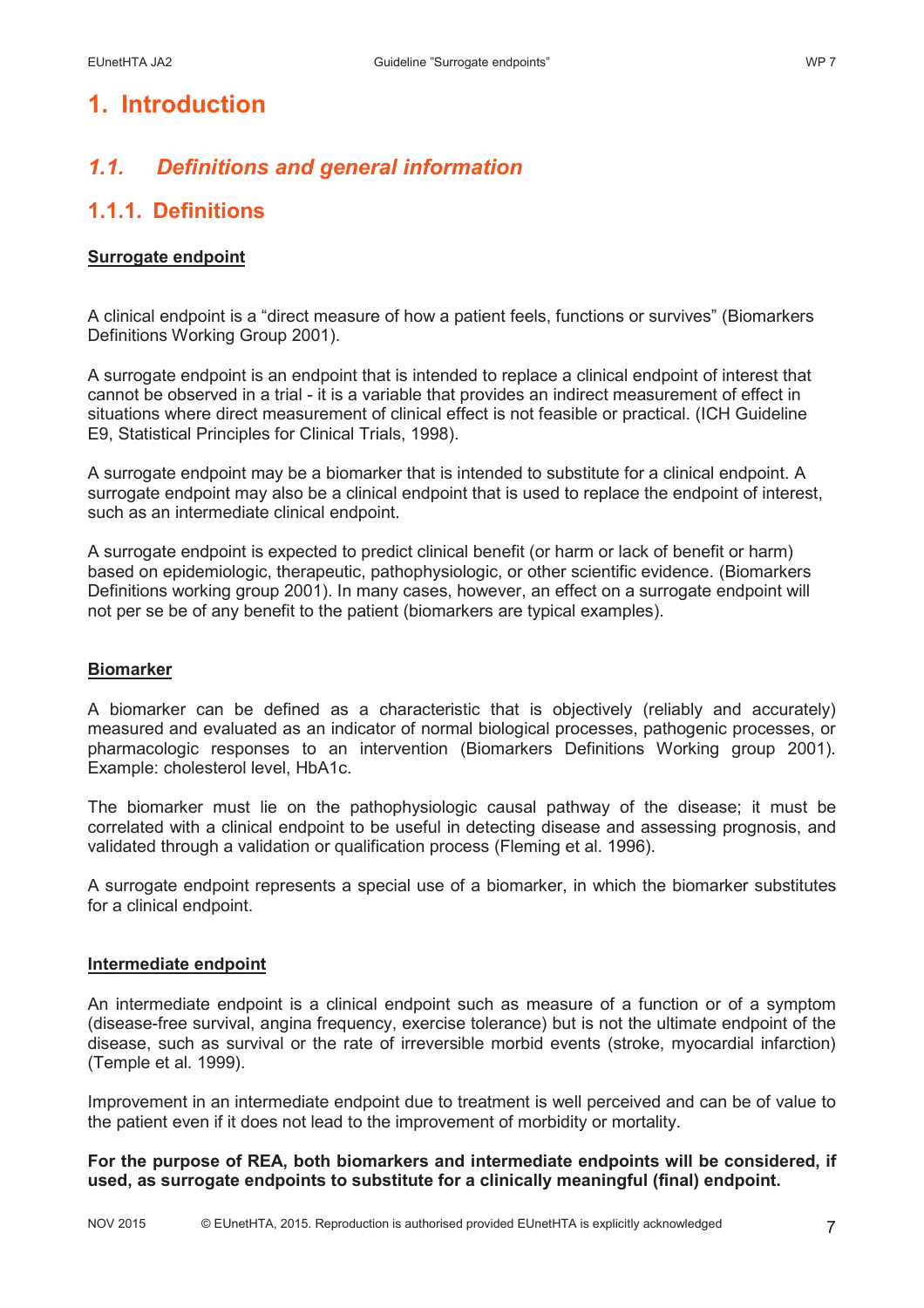# 1. Introduction

## *1.1. Definitions and general information*

### 1.1.1. Definitions

**Surrogate endpoint**

A clinical endpoint is a "direct measure of how a patient feels, functions or survives" (Biomarkers Definitions Working Group 2001).

A surrogate endpoint is an endpoint that is intended to replace a clinical endpoint of interest that cannot be observed in a trial - it is a variable that provides an indirect measurement of effect in situations where direct measurement of clinical effect is not feasible or practical. (ICH Guideline E9, Statistical Principles for Clinical Trials, 1998).

A surrogate endpoint may be a biomarker that is intended to substitute for a clinical endpoint. A surrogate endpoint may also be a clinical endpoint that is used to replace the endpoint of interest, such as an intermediate clinical endpoint.

A surrogate endpoint is expected to predict clinical benefit (or harm or lack of benefit or harm) based on epidemiologic, therapeutic, pathophysiologic, or other scientific evidence. (Biomarkers Definitions working group 2001). In many cases, however, an effect on a surrogate endpoint will not per se be of any benefit to the patient (biomarkers are typical examples).

**Biomarker**

A biomarker can be defined as a characteristic that is objectively (reliably and accurately) measured and evaluated as an indicator of normal biological processes, pathogenic processes, or pharmacologic responses to an intervention (Biomarkers Definitions Working group 2001). Example: cholesterol level, HbA1c.

The biomarker must lie on the pathophysiologic causal pathway of the disease; it must be correlated with a clinical endpoint to be useful in detecting disease and assessing prognosis, and validated through a validation or qualification process (Fleming et al. 1996).

A surrogate endpoint represents a special use of a biomarker, in which the biomarker substitutes for a clinical endpoint.

**Intermediate endpoint**

An intermediate endpoint is a clinical endpoint such as measure of a function or of a symptom (disease-free survival, angina frequency, exercise tolerance) but is not the ultimate endpoint of the disease, such as survival or the rate of irreversible morbid events (stroke, myocardial infarction) (Temple et al. 1999).

Improvement in an intermediate endpoint due to treatment is well perceived and can be of value to the patient even if it does not lead to the improvement of morbidity or mortality.

**For the purpose of REA, both biomarkers and intermediate endpoints will be considered, if used, as surrogate endpoints to substitute for a clinically meaningful (final) endpoint.**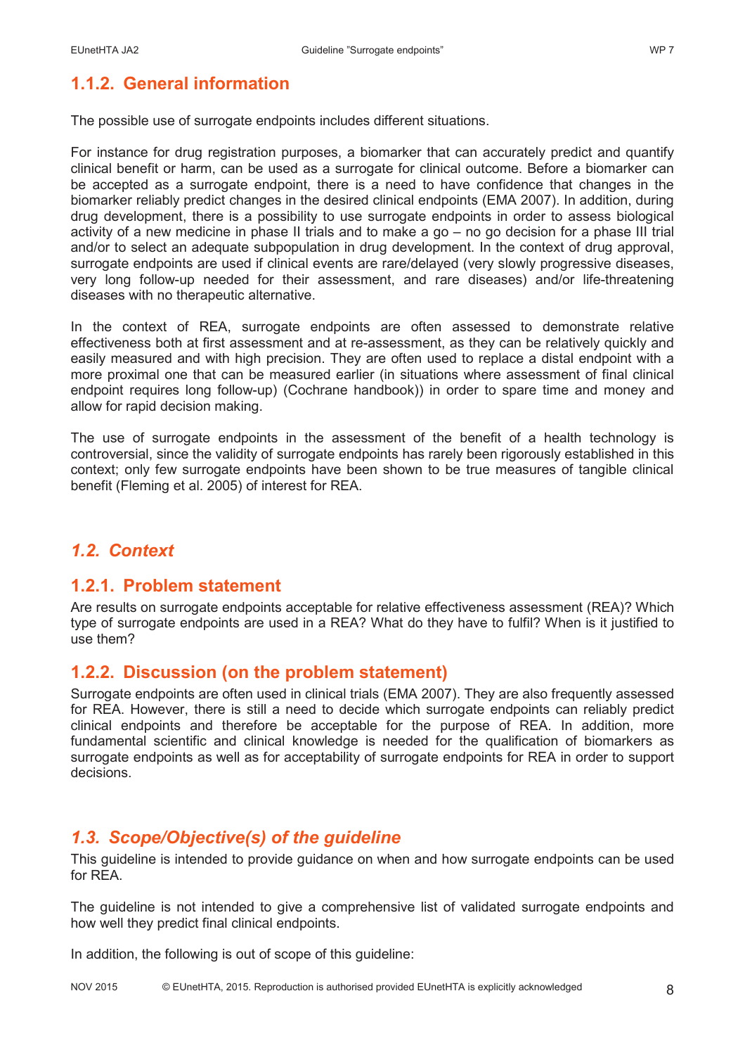### 1.1.2. General information

The possible use of surrogate endpoints includes different situations.

For instance for drug registration purposes, a biomarker that can accurately predict and quantify clinical benefit or harm, can be used as a surrogate for clinical outcome. Before a biomarker can be accepted as a surrogate endpoint, there is a need to have confidence that changes in the biomarker reliably predict changes in the desired clinical endpoints (EMA 2007). In addition, during drug development, there is a possibility to use surrogate endpoints in order to assess biological activity of a new medicine in phase II trials and to make a go – no go decision for a phase III trial and/or to select an adequate subpopulation in drug development. In the context of drug approval, surrogate endpoints are used if clinical events are rare/delayed (very slowly progressive diseases, very long follow-up needed for their assessment, and rare diseases) and/or life-threatening diseases with no therapeutic alternative.

In the context of REA, surrogate endpoints are often assessed to demonstrate relative effectiveness both at first assessment and at re-assessment, as they can be relatively quickly and easily measured and with high precision. They are often used to replace a distal endpoint with a more proximal one that can be measured earlier (in situations where assessment of final clinical endpoint requires long follow-up) (Cochrane handbook)) in order to spare time and money and allow for rapid decision making.

The use of surrogate endpoints in the assessment of the benefit of a health technology is controversial, since the validity of surrogate endpoints has rarely been rigorously established in this context; only few surrogate endpoints have been shown to be true measures of tangible clinical benefit (Fleming et al. 2005) of interest for REA.

## *1.2. Context*

### 1.2.1. Problem statement

Are results on surrogate endpoints acceptable for relative effectiveness assessment (REA)? Which type of surrogate endpoints are used in a REA? What do they have to fulfil? When is it justified to use them?

### 1.2.2. Discussion (on the problem statement)

Surrogate endpoints are often used in clinical trials (EMA 2007). They are also frequently assessed for REA. However, there is still a need to decide which surrogate endpoints can reliably predict clinical endpoints and therefore be acceptable for the purpose of REA. In addition, more fundamental scientific and clinical knowledge is needed for the qualification of biomarkers as surrogate endpoints as well as for acceptability of surrogate endpoints for REA in order to support decisions.

## *1.3. Scope/Objective(s) of the guideline*

This guideline is intended to provide guidance on when and how surrogate endpoints can be used for REA.

The guideline is not intended to give a comprehensive list of validated surrogate endpoints and how well they predict final clinical endpoints.

In addition, the following is out of scope of this guideline: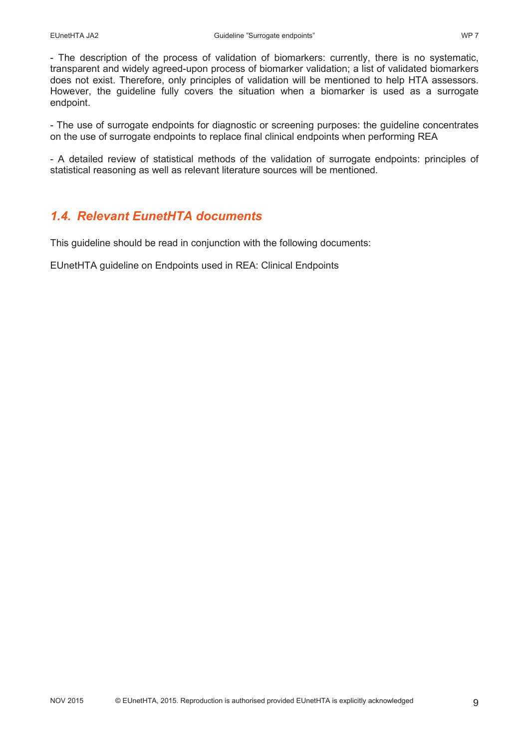- The description of the process of validation of biomarkers: currently, there is no systematic, transparent and widely agreed-upon process of biomarker validation; a list of validated biomarkers does not exist. Therefore, only principles of validation will be mentioned to help HTA assessors. However, the guideline fully covers the situation when a biomarker is used as a surrogate endpoint.

- The use of surrogate endpoints for diagnostic or screening purposes: the guideline concentrates on the use of surrogate endpoints to replace final clinical endpoints when performing REA

- A detailed review of statistical methods of the validation of surrogate endpoints: principles of statistical reasoning as well as relevant literature sources will be mentioned.

## *1.4. Relevant EunetHTA documents*

This guideline should be read in conjunction with the following documents:

EUnetHTA guideline on Endpoints used in REA: Clinical Endpoints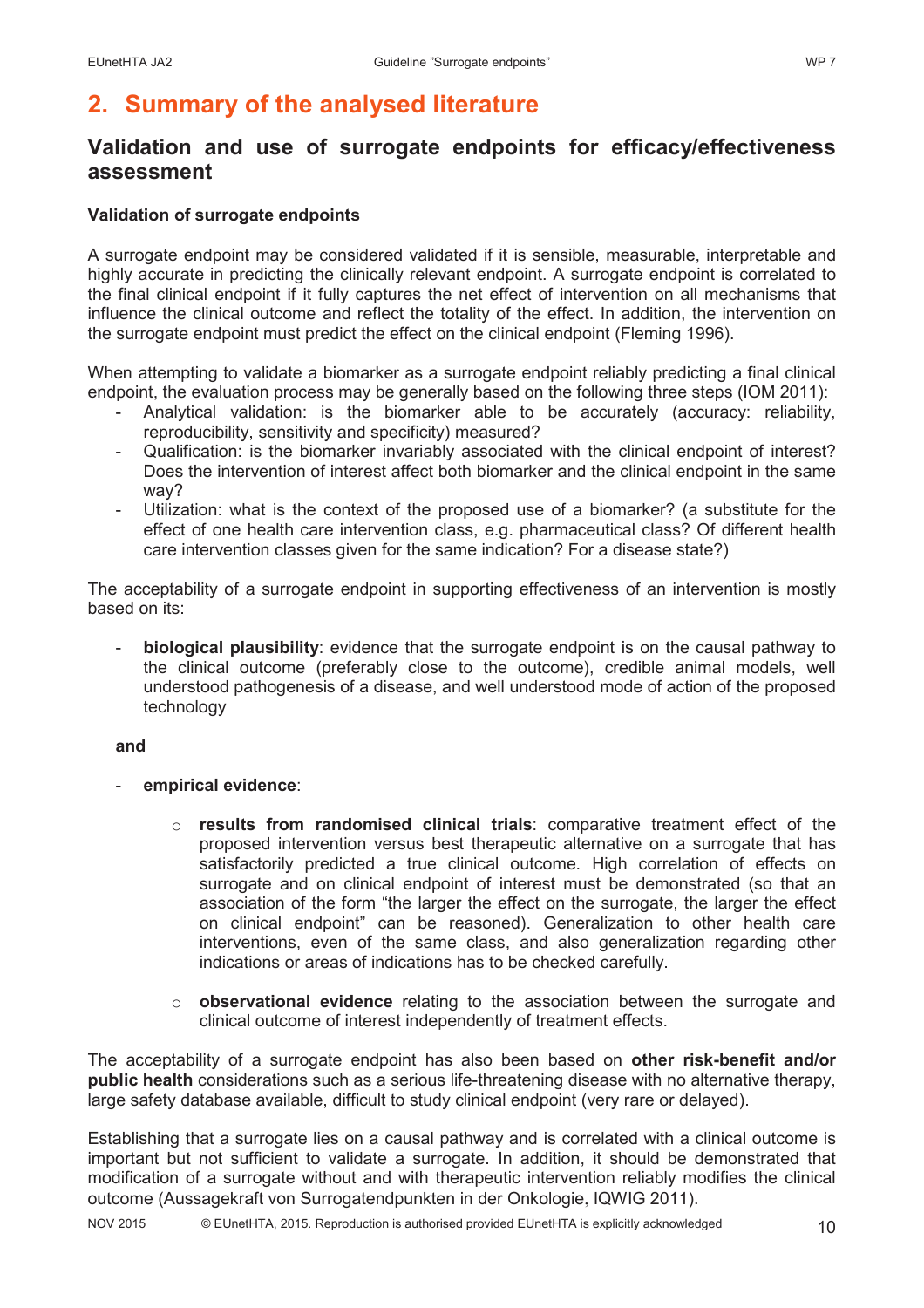# 2. Summary of the analysed literature

## Validation and use of surrogate endpoints for efficacy/effectiveness assessment

### Validation of surrogate endpoints

A surrogate endpoint may be considered validated if it is sensible, measurable, interpretable and highly accurate in predicting the clinically relevant endpoint. A surrogate endpoint is correlated to the final clinical endpoint if it fully captures the net effect of intervention on all mechanisms that influence the clinical outcome and reflect the totality of the effect. In addition, the intervention on the surrogate endpoint must predict the effect on the clinical endpoint (Fleming 1996).

When attempting to validate a biomarker as a surrogate endpoint reliably predicting a final clinical endpoint, the evaluation process may be generally based on the following three steps (IOM 2011):

- Analytical validation: is the biomarker able to be accurately (accuracy: reliability, reproducibility, sensitivity and specificity) measured?
- Qualification: is the biomarker invariably associated with the clinical endpoint of interest? Does the intervention of interest affect both biomarker and the clinical endpoint in the same way?
- Utilization: what is the context of the proposed use of a biomarker? (a substitute for the effect of one health care intervention class, e.g. pharmaceutical class? Of different health care intervention classes given for the same indication? For a disease state?)

The acceptability of a surrogate endpoint in supporting effectiveness of an intervention is mostly based on its:

- **biological plausibility**: evidence that the surrogate endpoint is on the causal pathway to the clinical outcome (preferably close to the outcome), credible animal models, well understood pathogenesis of a disease, and well understood mode of action of the proposed technology

**and**

- **empirical evidence**:
  - **results from randomised clinical trials**: comparative treatment effect of the proposed intervention versus best therapeutic alternative on a surrogate that has satisfactorily predicted a true clinical outcome. High correlation of effects on surrogate and on clinical endpoint of interest must be demonstrated (so that an association of the form "the larger the effect on the surrogate, the larger the effect on clinical endpoint" can be reasoned). Generalization to other health care interventions, even of the same class, and also generalization regarding other indications or areas of indications has to be checked carefully.
  - **observational evidence** relating to the association between the surrogate and clinical outcome of interest independently of treatment effects.

The acceptability of a surrogate endpoint has also been based on **other risk-benefit and/or public health** considerations such as a serious life-threatening disease with no alternative therapy, large safety database available, difficult to study clinical endpoint (very rare or delayed).

Establishing that a surrogate lies on a causal pathway and is correlated with a clinical outcome is important but not sufficient to validate a surrogate. In addition, it should be demonstrated that modification of a surrogate without and with therapeutic intervention reliably modifies the clinical outcome (Aussagekraft von Surrogatendpunkten in der Onkologie, IQWIG 2011).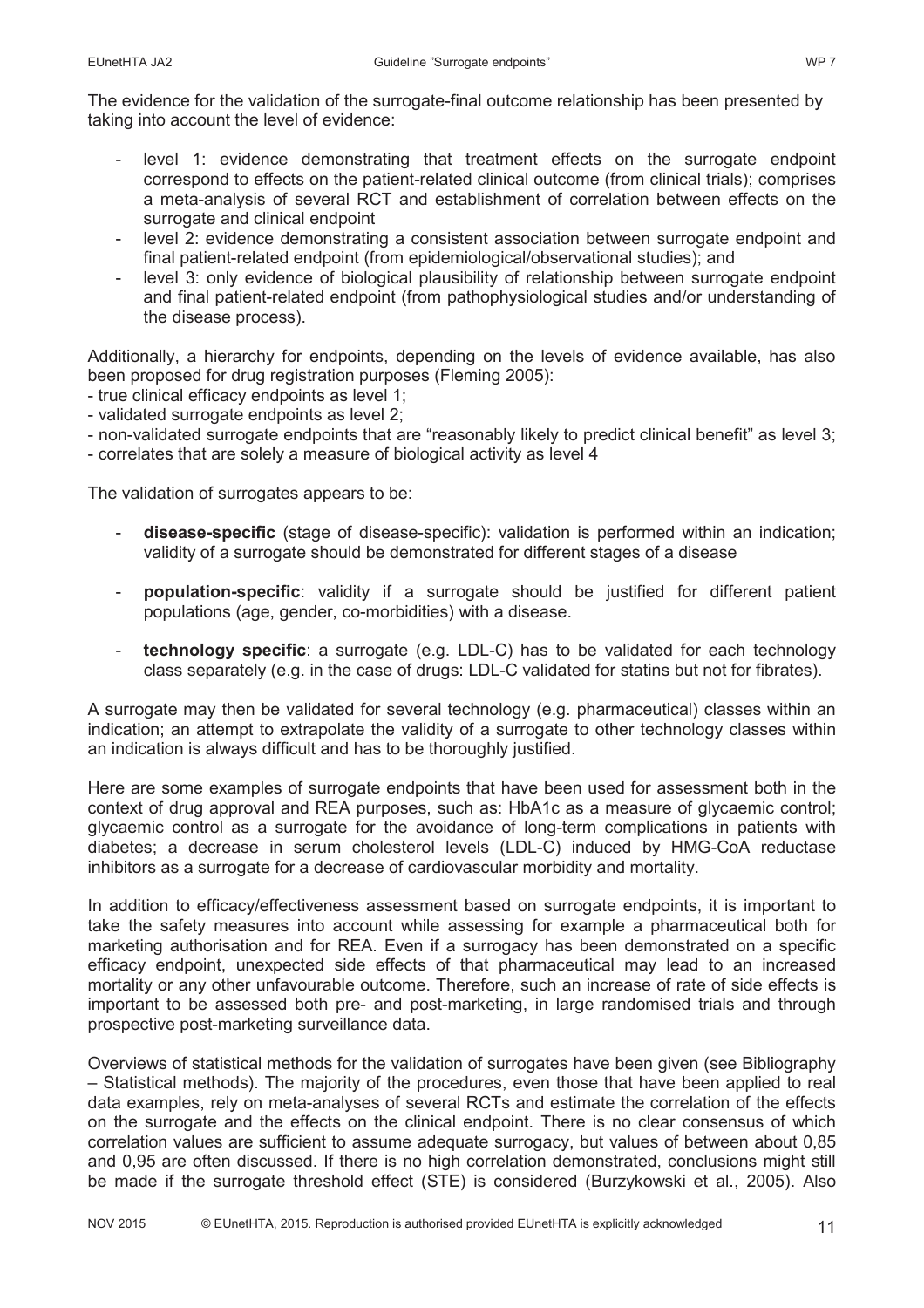The evidence for the validation of the surrogate-final outcome relationship has been presented by taking into account the level of evidence:

- level 1: evidence demonstrating that treatment effects on the surrogate endpoint correspond to effects on the patient-related clinical outcome (from clinical trials); comprises a meta-analysis of several RCT and establishment of correlation between effects on the surrogate and clinical endpoint
- level 2: evidence demonstrating a consistent association between surrogate endpoint and final patient-related endpoint (from epidemiological/observational studies); and
- level 3: only evidence of biological plausibility of relationship between surrogate endpoint and final patient-related endpoint (from pathophysiological studies and/or understanding of the disease process).

Additionally, a hierarchy for endpoints, depending on the levels of evidence available, has also been proposed for drug registration purposes (Fleming 2005):

- true clinical efficacy endpoints as level 1;
- validated surrogate endpoints as level 2;
- non-validated surrogate endpoints that are "reasonably likely to predict clinical benefit" as level 3;
- correlates that are solely a measure of biological activity as level 4

The validation of surrogates appears to be:

- **disease-specific** (stage of disease-specific): validation is performed within an indication; validity of a surrogate should be demonstrated for different stages of a disease

- **population-specific**: validity if a surrogate should be justified for different patient populations (age, gender, co-morbidities) with a disease.

- **technology specific**: a surrogate (e.g. LDL-C) has to be validated for each technology class separately (e.g. in the case of drugs: LDL-C validated for statins but not for fibrates).

A surrogate may then be validated for several technology (e.g. pharmaceutical) classes within an indication; an attempt to extrapolate the validity of a surrogate to other technology classes within an indication is always difficult and has to be thoroughly justified.

Here are some examples of surrogate endpoints that have been used for assessment both in the context of drug approval and REA purposes, such as: HbA1c as a measure of glycaemic control; glycaemic control as a surrogate for the avoidance of long-term complications in patients with diabetes; a decrease in serum cholesterol levels (LDL-C) induced by HMG-CoA reductase inhibitors as a surrogate for a decrease of cardiovascular morbidity and mortality.

In addition to efficacy/effectiveness assessment based on surrogate endpoints, it is important to take the safety measures into account while assessing for example a pharmaceutical both for marketing authorisation and for REA. Even if a surrogacy has been demonstrated on a specific efficacy endpoint, unexpected side effects of that pharmaceutical may lead to an increased mortality or any other unfavourable outcome. Therefore, such an increase of rate of side effects is important to be assessed both pre- and post-marketing, in large randomised trials and through prospective post-marketing surveillance data.

Overviews of statistical methods for the validation of surrogates have been given (see Bibliography – Statistical methods). The majority of the procedures, even those that have been applied to real data examples, rely on meta-analyses of several RCTs and estimate the correlation of the effects on the surrogate and the effects on the clinical endpoint. There is no clear consensus of which correlation values are sufficient to assume adequate surrogacy, but values of between about 0,85 and 0,95 are often discussed. If there is no high correlation demonstrated, conclusions might still be made if the surrogate threshold effect (STE) is considered (Burzykowski et al., 2005). Also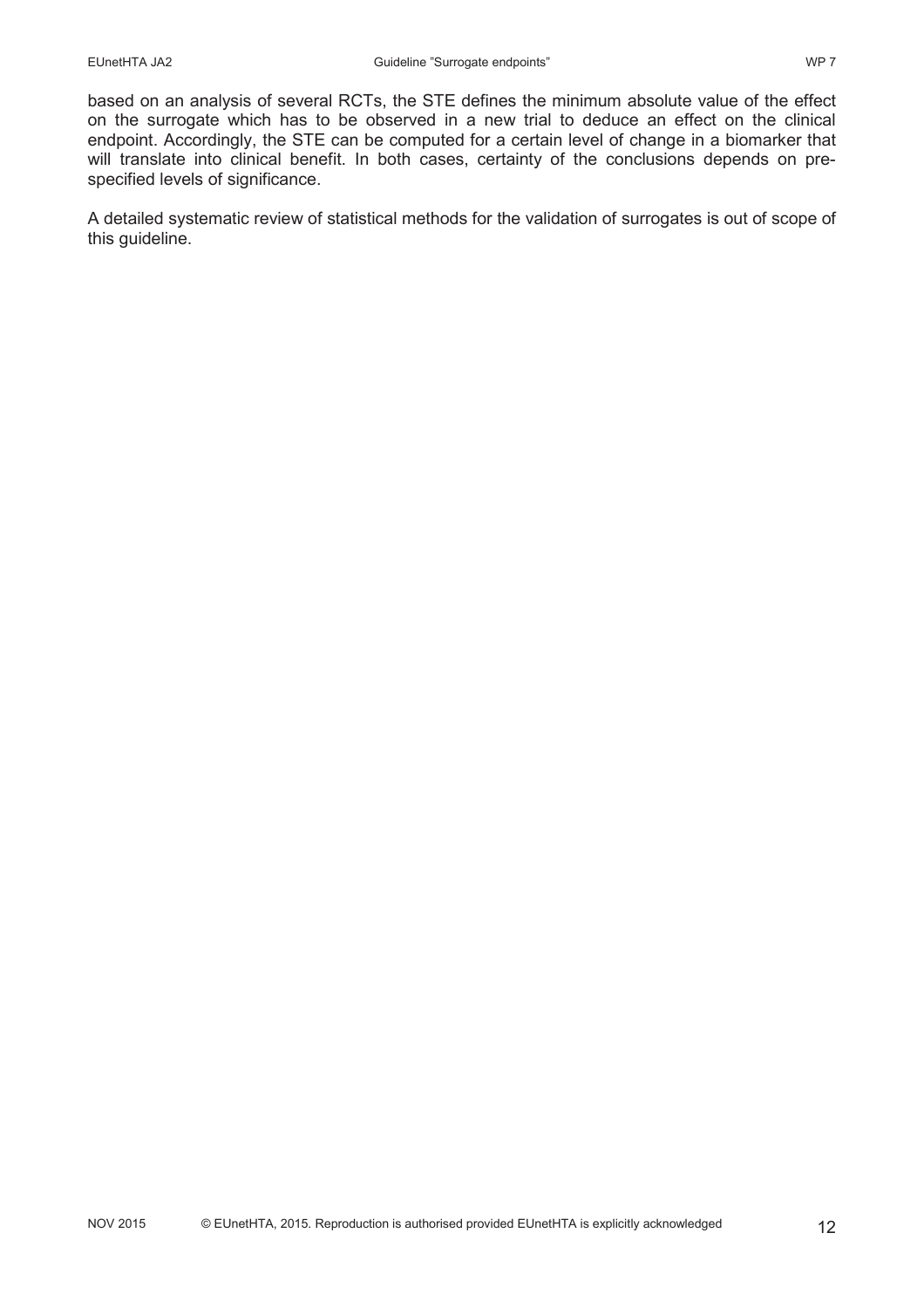based on an analysis of several RCTs, the STE defines the minimum absolute value of the effect on the surrogate which has to be observed in a new trial to deduce an effect on the clinical endpoint. Accordingly, the STE can be computed for a certain level of change in a biomarker that will translate into clinical benefit. In both cases, certainty of the conclusions depends on pre-specified levels of significance.

A detailed systematic review of statistical methods for the validation of surrogates is out of scope of this guideline.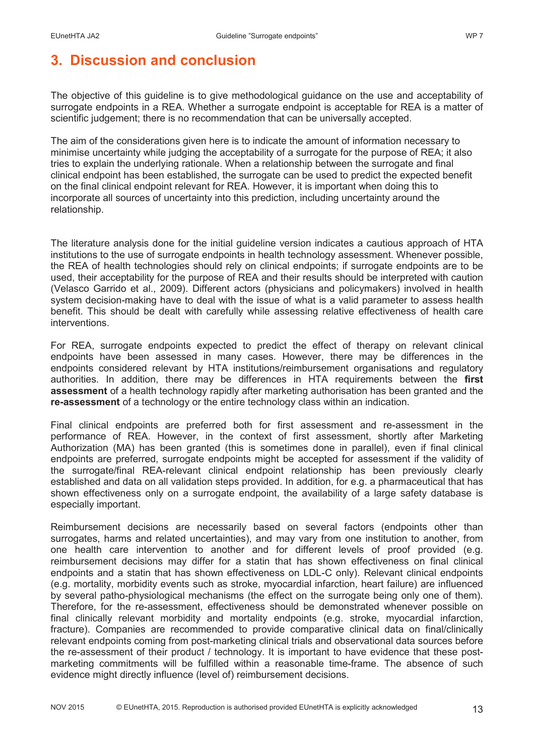# 3. Discussion and conclusion

The objective of this guideline is to give methodological guidance on the use and acceptability of surrogate endpoints in a REA. Whether a surrogate endpoint is acceptable for REA is a matter of scientific judgement; there is no recommendation that can be universally accepted.

The aim of the considerations given here is to indicate the amount of information necessary to minimise uncertainty while judging the acceptability of a surrogate for the purpose of REA; it also tries to explain the underlying rationale. When a relationship between the surrogate and final clinical endpoint has been established, the surrogate can be used to predict the expected benefit on the final clinical endpoint relevant for REA. However, it is important when doing this to incorporate all sources of uncertainty into this prediction, including uncertainty around the relationship.

The literature analysis done for the initial guideline version indicates a cautious approach of HTA institutions to the use of surrogate endpoints in health technology assessment. Whenever possible, the REA of health technologies should rely on clinical endpoints; if surrogate endpoints are to be used, their acceptability for the purpose of REA and their results should be interpreted with caution (Velasco Garrido et al., 2009). Different actors (physicians and policymakers) involved in health system decision-making have to deal with the issue of what is a valid parameter to assess health benefit. This should be dealt with carefully while assessing relative effectiveness of health care interventions.

For REA, surrogate endpoints expected to predict the effect of therapy on relevant clinical endpoints have been assessed in many cases. However, there may be differences in the endpoints considered relevant by HTA institutions/reimbursement organisations and regulatory authorities. In addition, there may be differences in HTA requirements between the **first assessment** of a health technology rapidly after marketing authorisation has been granted and the **re-assessment** of a technology or the entire technology class within an indication.

Final clinical endpoints are preferred both for first assessment and re-assessment in the performance of REA. However, in the context of first assessment, shortly after Marketing Authorization (MA) has been granted (this is sometimes done in parallel), even if final clinical endpoints are preferred, surrogate endpoints might be accepted for assessment if the validity of the surrogate/final REA-relevant clinical endpoint relationship has been previously clearly established and data on all validation steps provided. In addition, for e.g. a pharmaceutical that has shown effectiveness only on a surrogate endpoint, the availability of a large safety database is especially important.

Reimbursement decisions are necessarily based on several factors (endpoints other than surrogates, harms and related uncertainties), and may vary from one institution to another, from one health care intervention to another and for different levels of proof provided (e.g. reimbursement decisions may differ for a statin that has shown effectiveness on final clinical endpoints and a statin that has shown effectiveness on LDL-C only). Relevant clinical endpoints (e.g. mortality, morbidity events such as stroke, myocardial infarction, heart failure) are influenced by several patho-physiological mechanisms (the effect on the surrogate being only one of them). Therefore, for the re-assessment, effectiveness should be demonstrated whenever possible on final clinically relevant morbidity and mortality endpoints (e.g. stroke, myocardial infarction, fracture). Companies are recommended to provide comparative clinical data on final/clinically relevant endpoints coming from post-marketing clinical trials and observational data sources before the re-assessment of their product / technology. It is important to have evidence that these post-marketing commitments will be fulfilled within a reasonable time-frame. The absence of such evidence might directly influence (level of) reimbursement decisions.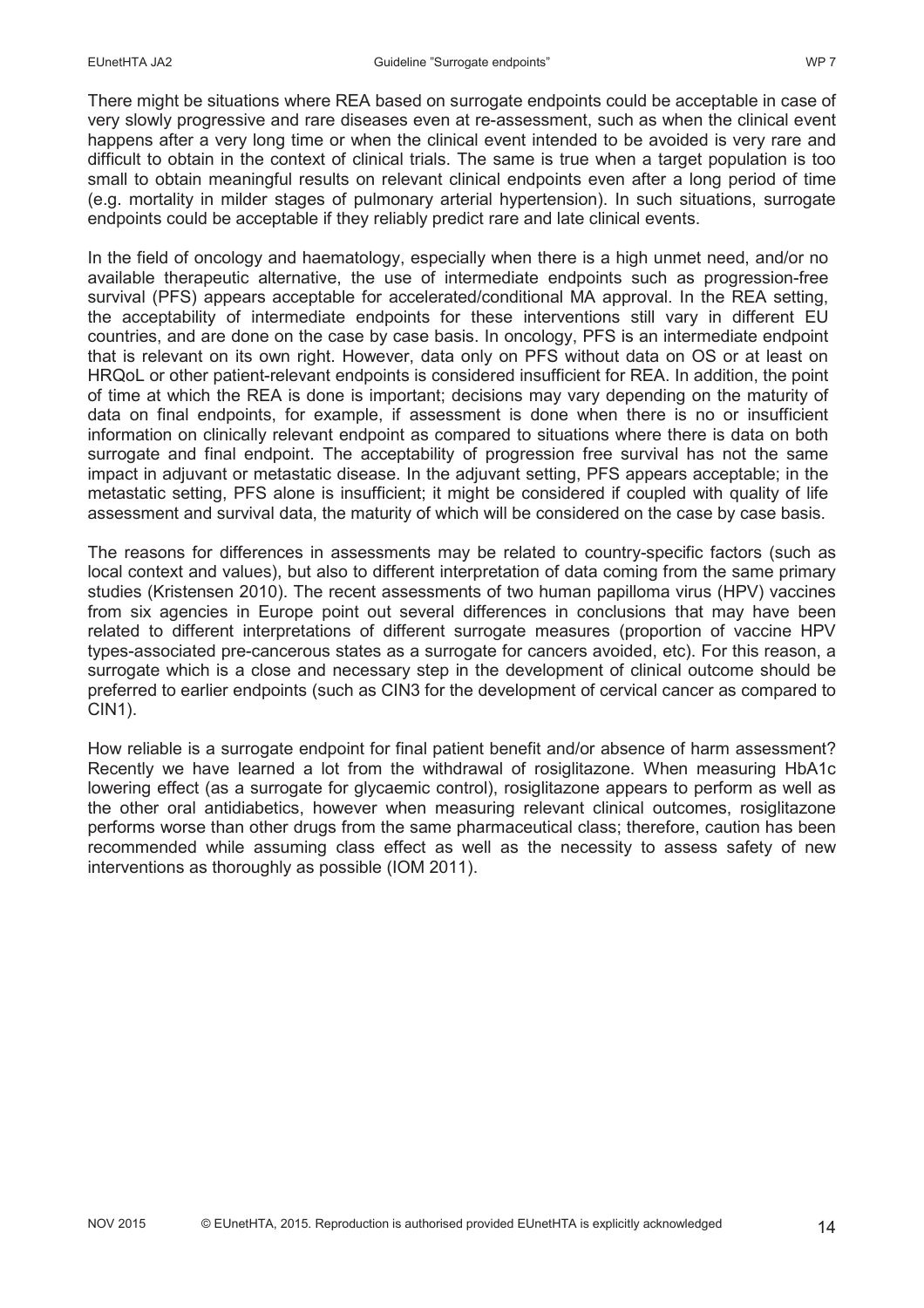There might be situations where REA based on surrogate endpoints could be acceptable in case of very slowly progressive and rare diseases even at re-assessment, such as when the clinical event happens after a very long time or when the clinical event intended to be avoided is very rare and difficult to obtain in the context of clinical trials. The same is true when a target population is too small to obtain meaningful results on relevant clinical endpoints even after a long period of time (e.g. mortality in milder stages of pulmonary arterial hypertension). In such situations, surrogate endpoints could be acceptable if they reliably predict rare and late clinical events.

In the field of oncology and haematology, especially when there is a high unmet need, and/or no available therapeutic alternative, the use of intermediate endpoints such as progression-free survival (PFS) appears acceptable for accelerated/conditional MA approval. In the REA setting, the acceptability of intermediate endpoints for these interventions still vary in different EU countries, and are done on the case by case basis. In oncology, PFS is an intermediate endpoint that is relevant on its own right. However, data only on PFS without data on OS or at least on HRQoL or other patient-relevant endpoints is considered insufficient for REA. In addition, the point of time at which the REA is done is important; decisions may vary depending on the maturity of data on final endpoints, for example, if assessment is done when there is no or insufficient information on clinically relevant endpoint as compared to situations where there is data on both surrogate and final endpoint. The acceptability of progression free survival has not the same impact in adjuvant or metastatic disease. In the adjuvant setting, PFS appears acceptable; in the metastatic setting, PFS alone is insufficient; it might be considered if coupled with quality of life assessment and survival data, the maturity of which will be considered on the case by case basis.

The reasons for differences in assessments may be related to country-specific factors (such as local context and values), but also to different interpretation of data coming from the same primary studies (Kristensen 2010). The recent assessments of two human papilloma virus (HPV) vaccines from six agencies in Europe point out several differences in conclusions that may have been related to different interpretations of different surrogate measures (proportion of vaccine HPV types-associated pre-cancerous states as a surrogate for cancers avoided, etc). For this reason, a surrogate which is a close and necessary step in the development of clinical outcome should be preferred to earlier endpoints (such as CIN3 for the development of cervical cancer as compared to CIN1).

How reliable is a surrogate endpoint for final patient benefit and/or absence of harm assessment? Recently we have learned a lot from the withdrawal of rosiglitazone. When measuring HbA1c lowering effect (as a surrogate for glycaemic control), rosiglitazone appears to perform as well as the other oral antidiabetics, however when measuring relevant clinical outcomes, rosiglitazone performs worse than other drugs from the same pharmaceutical class; therefore, caution has been recommended while assuming class effect as well as the necessity to assess safety of new interventions as thoroughly as possible (IOM 2011).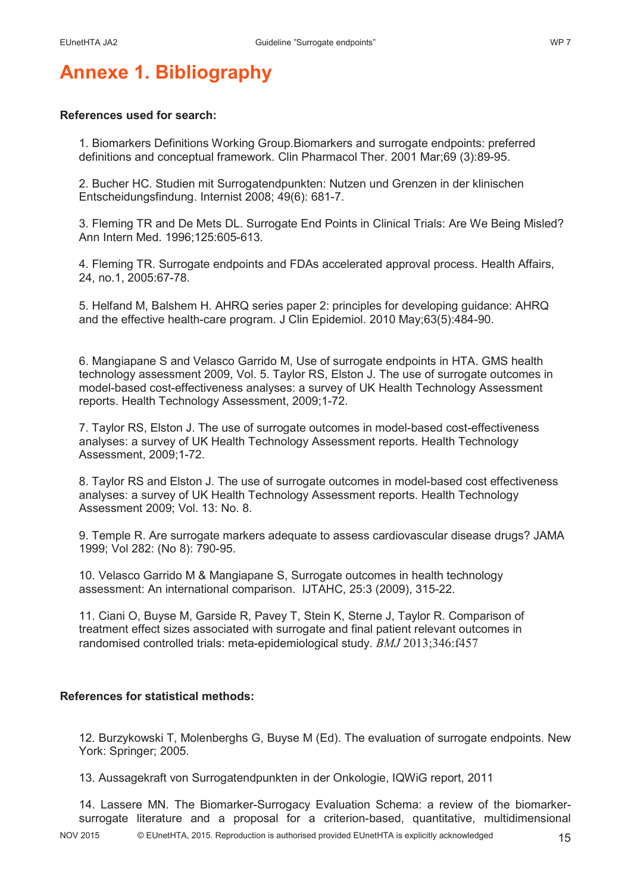# Annexe 1. Bibliography

**References used for search:**

1. Biomarkers Definitions Working Group.Biomarkers and surrogate endpoints: preferred definitions and conceptual framework. Clin Pharmacol Ther. 2001 Mar;69 (3):89-95.

2. Bucher HC. Studien mit Surrogatendpunkten: Nutzen und Grenzen in der klinischen Entscheidungsfindung. Internist 2008; 49(6): 681-7.

3. Fleming TR and De Mets DL. Surrogate End Points in Clinical Trials: Are We Being Misled? Ann Intern Med. 1996;125:605-613.

4. Fleming TR. Surrogate endpoints and FDAs accelerated approval process. Health Affairs, 24, no.1, 2005:67-78.

5. Helfand M, Balshem H. AHRQ series paper 2: principles for developing guidance: AHRQ and the effective health-care program. J Clin Epidemiol. 2010 May;63(5):484-90.

6. Mangiapane S and Velasco Garrido M, Use of surrogate endpoints in HTA. GMS health technology assessment 2009, Vol. 5. Taylor RS, Elston J. The use of surrogate outcomes in model-based cost-effectiveness analyses: a survey of UK Health Technology Assessment reports. Health Technology Assessment, 2009;1-72.

7. Taylor RS, Elston J. The use of surrogate outcomes in model-based cost-effectiveness analyses: a survey of UK Health Technology Assessment reports. Health Technology Assessment, 2009;1-72.

8. Taylor RS and Elston J. The use of surrogate outcomes in model-based cost effectiveness analyses: a survey of UK Health Technology Assessment reports. Health Technology Assessment 2009; Vol. 13: No. 8.

9. Temple R. Are surrogate markers adequate to assess cardiovascular disease drugs? JAMA 1999; Vol 282: (No 8): 790-95.

10. Velasco Garrido M & Mangiapane S, Surrogate outcomes in health technology assessment: An international comparison. IJTAHC, 25:3 (2009), 315-22.

11. Ciani O, Buyse M, Garside R, Pavey T, Stein K, Sterne J, Taylor R. Comparison of treatment effect sizes associated with surrogate and final patient relevant outcomes in randomised controlled trials: meta-epidemiological study. *BMJ* 2013;346:f457

**References for statistical methods:**

12. Burzykowski T, Molenberghs G, Buyse M (Ed). The evaluation of surrogate endpoints. New York: Springer; 2005.

13. Aussagekraft von Surrogatendpunkten in der Onkologie, IQWiG report, 2011

14. Lassere MN. The Biomarker-Surrogacy Evaluation Schema: a review of the biomarker-surrogate literature and a proposal for a criterion-based, quantitative, multidimensional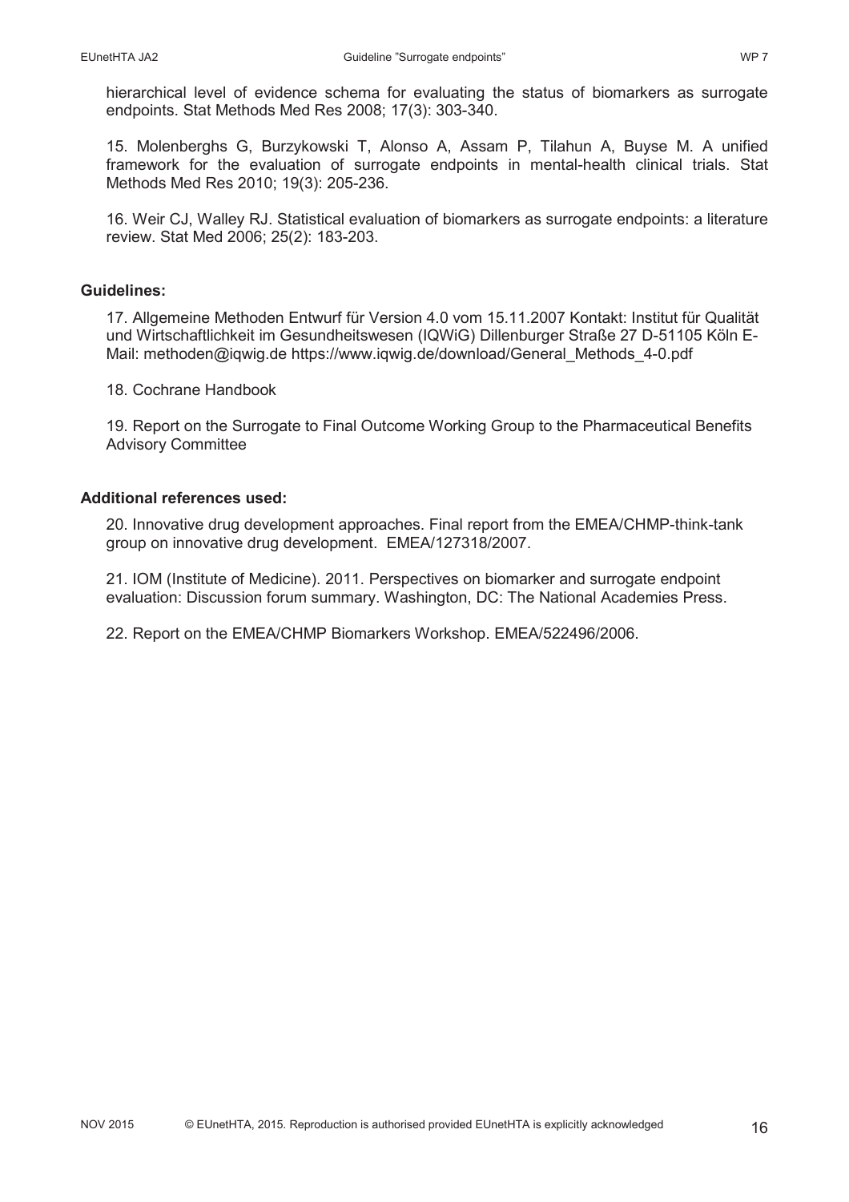hierarchical level of evidence schema for evaluating the status of biomarkers as surrogate endpoints. Stat Methods Med Res 2008; 17(3): 303-340.

15. Molenberghs G, Burzykowski T, Alonso A, Assam P, Tilahun A, Buyse M. A unified framework for the evaluation of surrogate endpoints in mental-health clinical trials. Stat Methods Med Res 2010; 19(3): 205-236.

16. Weir CJ, Walley RJ. Statistical evaluation of biomarkers as surrogate endpoints: a literature review. Stat Med 2006; 25(2): 183-203.

**Guidelines:**

17. Allgemeine Methoden Entwurf für Version 4.0 vom 15.11.2007 Kontakt: Institut für Qualität und Wirtschaftlichkeit im Gesundheitswesen (IQWiG) Dillenburger Straße 27 D-51105 Köln E-Mail: methoden@iqwig.de https://www.iqwig.de/download/General_Methods_4-0.pdf

18. Cochrane Handbook

19. Report on the Surrogate to Final Outcome Working Group to the Pharmaceutical Benefits Advisory Committee

**Additional references used:**

20. Innovative drug development approaches. Final report from the EMEA/CHMP-think-tank group on innovative drug development. EMEA/127318/2007.

21. IOM (Institute of Medicine). 2011. Perspectives on biomarker and surrogate endpoint evaluation: Discussion forum summary. Washington, DC: The National Academies Press.

22. Report on the EMEA/CHMP Biomarkers Workshop. EMEA/522496/2006.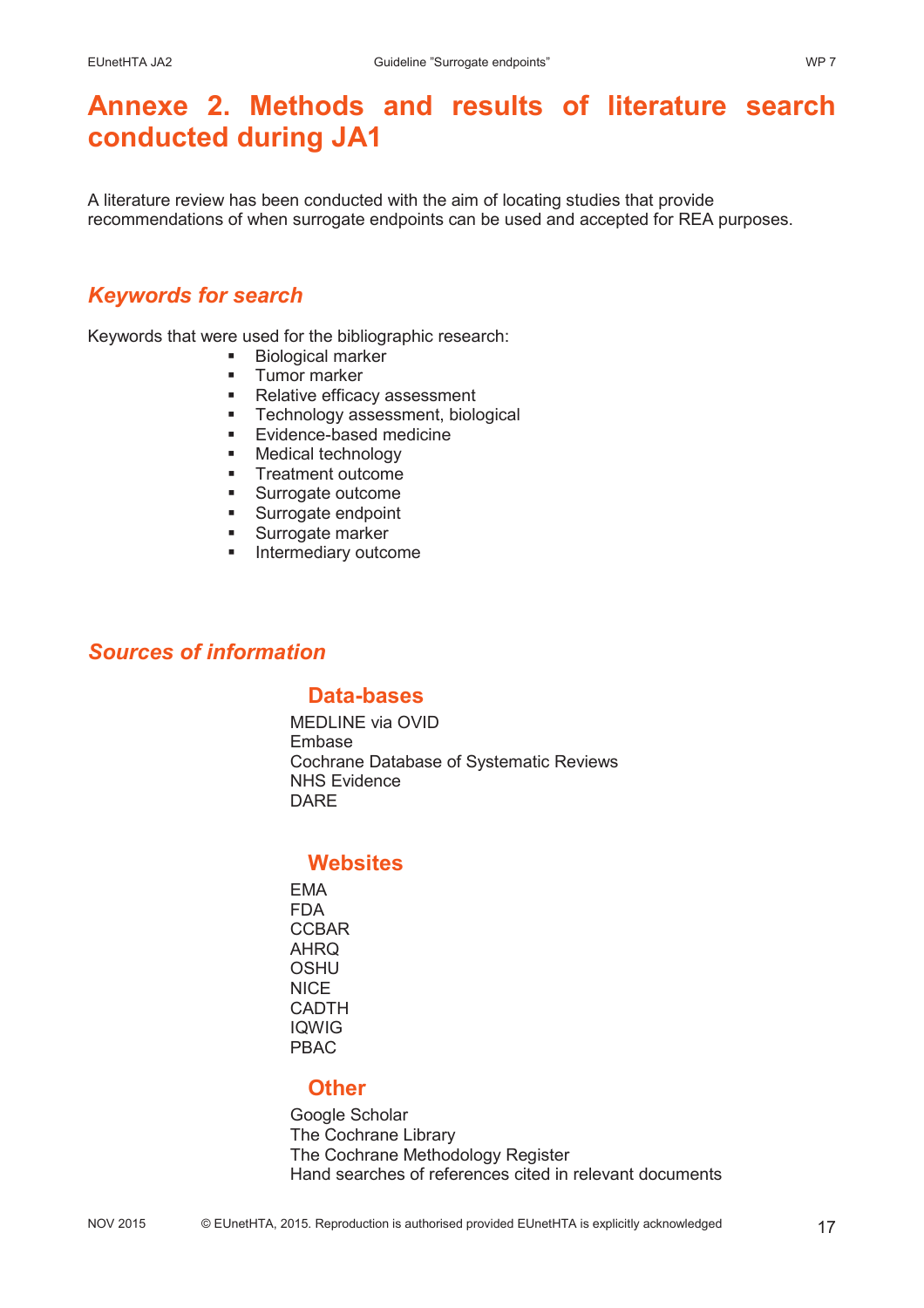# Annexe 2. Methods and results of literature search conducted during JA1

A literature review has been conducted with the aim of locating studies that provide recommendations of when surrogate endpoints can be used and accepted for REA purposes.

## *Keywords for search*

Keywords that were used for the bibliographic research:

- Biological marker
- Tumor marker
- Relative efficacy assessment
- Technology assessment, biological
- Evidence-based medicine
- Medical technology
- Treatment outcome
- Surrogate outcome
- Surrogate endpoint
- Surrogate marker
- Intermediary outcome

## *Sources of information*

### Data-bases

MEDLINE via OVID
Embase
Cochrane Database of Systematic Reviews
NHS Evidence
DARE

### Websites

EMA
FDA
CCBAR
AHRQ
OSHU
NICE
CADTH
IQWIG
PBAC

### Other

Google Scholar
The Cochrane Library
The Cochrane Methodology Register
Hand searches of references cited in relevant documents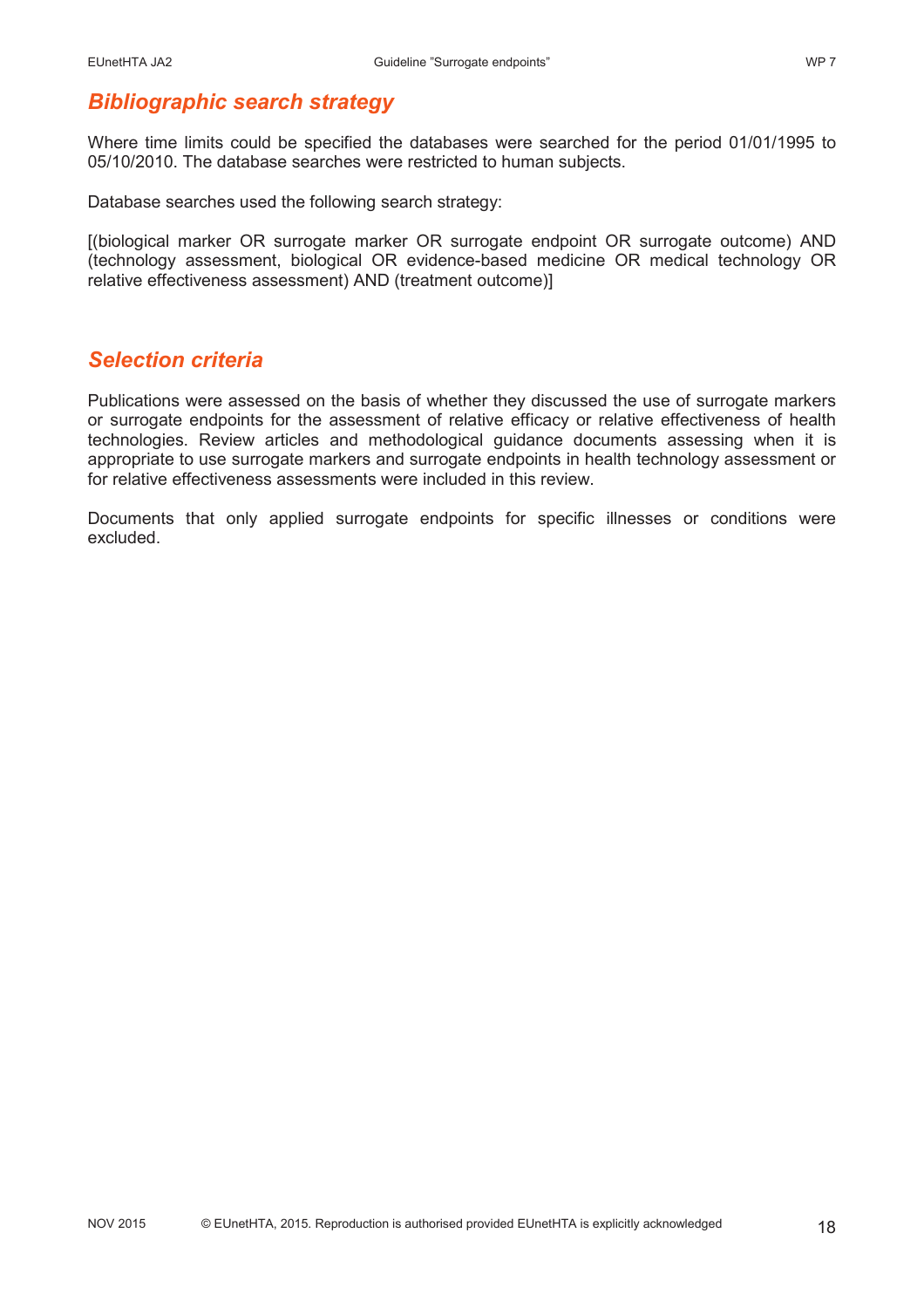## *Bibliographic search strategy*

Where time limits could be specified the databases were searched for the period 01/01/1995 to 05/10/2010. The database searches were restricted to human subjects.

Database searches used the following search strategy:

[(biological marker OR surrogate marker OR surrogate endpoint OR surrogate outcome) AND (technology assessment, biological OR evidence-based medicine OR medical technology OR relative effectiveness assessment) AND (treatment outcome)]

## *Selection criteria*

Publications were assessed on the basis of whether they discussed the use of surrogate markers or surrogate endpoints for the assessment of relative efficacy or relative effectiveness of health technologies. Review articles and methodological guidance documents assessing when it is appropriate to use surrogate markers and surrogate endpoints in health technology assessment or for relative effectiveness assessments were included in this review.

Documents that only applied surrogate endpoints for specific illnesses or conditions were excluded.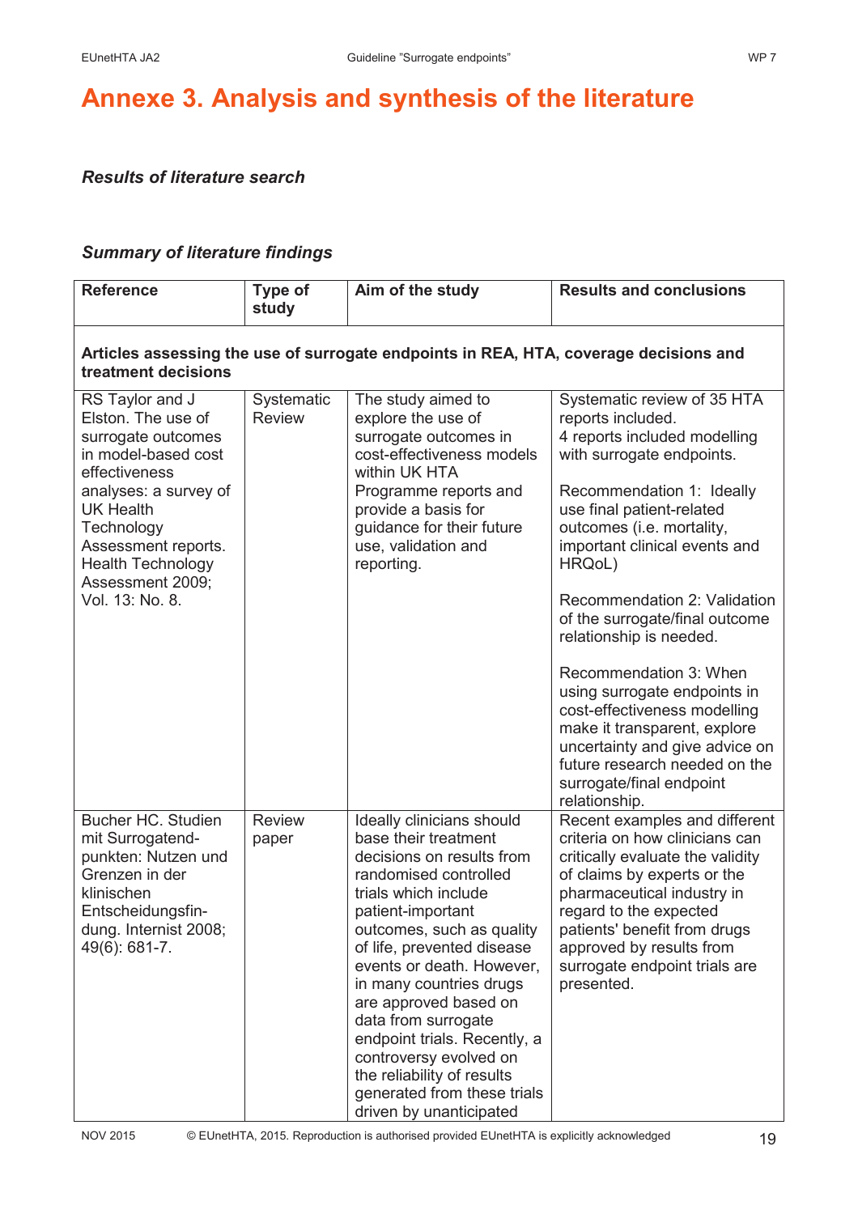# Annexe 3. Analysis and synthesis of the literature

***Results of literature search***

***Summary of literature findings***

| Reference | Type of study | Aim of the study | Results and conclusions |
|---|---|---|---|
| **Articles assessing the use of surrogate endpoints in REA, HTA, coverage decisions and treatment decisions** | | | |
| RS Taylor and J Elston. The use of surrogate outcomes in model-based cost effectiveness analyses: a survey of UK Health Technology Assessment reports. Health Technology Assessment 2009; Vol. 13: No. 8. | Systematic Review | The study aimed to explore the use of surrogate outcomes in cost-effectiveness models within UK HTA Programme reports and provide a basis for guidance for their future use, validation and reporting. | Systematic review of 35 HTA reports included. 4 reports included modelling with surrogate endpoints.<br><br>Recommendation 1: Ideally use final patient-related outcomes (i.e. mortality, important clinical events and HRQoL)<br><br>Recommendation 2: Validation of the surrogate/final outcome relationship is needed.<br><br>Recommendation 3: When using surrogate endpoints in cost-effectiveness modelling make it transparent, explore uncertainty and give advice on future research needed on the surrogate/final endpoint relationship. |
| Bucher HC. Studien mit Surrogatend-punkten: Nutzen und Grenzen in der klinischen Entscheidungsfin-dung. Internist 2008; 49(6): 681-7. | Review paper | Ideally clinicians should base their treatment decisions on results from randomised controlled trials which include patient-important outcomes, such as quality of life, prevented disease events or death. However, in many countries drugs are approved based on data from surrogate endpoint trials. Recently, a controversy evolved on the reliability of results generated from these trials driven by unanticipated | Recent examples and different criteria on how clinicians can critically evaluate the validity of claims by experts or the pharmaceutical industry in regard to the expected patients' benefit from drugs approved by results from surrogate endpoint trials are presented. |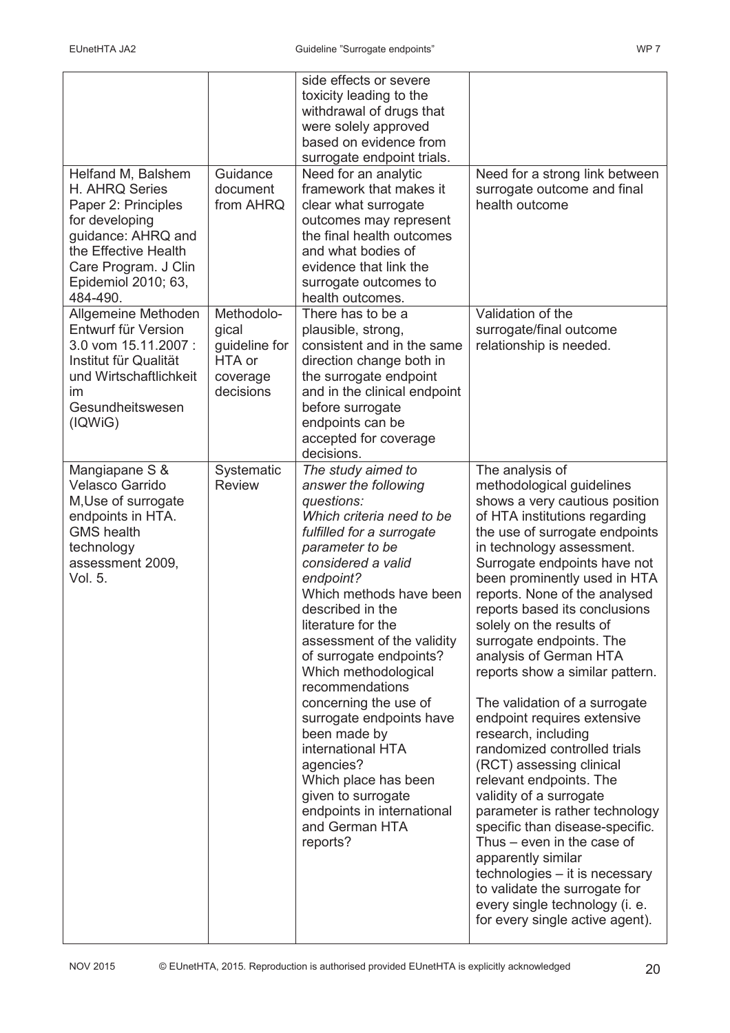| | | | |
|---|---|---|---|
| | | side effects or severe toxicity leading to the withdrawal of drugs that were solely approved based on evidence from surrogate endpoint trials. | |
| Helfand M, Balshem H. AHRQ Series Paper 2: Principles for developing guidance: AHRQ and the Effective Health Care Program. J Clin Epidemiol 2010; 63, 484-490. | Guidance document from AHRQ | Need for an analytic framework that makes it clear what surrogate outcomes may represent the final health outcomes and what bodies of evidence that link the surrogate outcomes to health outcomes. | Need for a strong link between surrogate outcome and final health outcome |
| Allgemeine Methoden Entwurf für Version 3.0 vom 15.11.2007 : Institut für Qualität und Wirtschaftlichkeit im Gesundheitswesen (IQWiG) | Methodological guideline for HTA or coverage decisions | There has to be a plausible, strong, consistent and in the same direction change both in the surrogate endpoint and in the clinical endpoint before surrogate endpoints can be accepted for coverage decisions. | Validation of the surrogate/final outcome relationship is needed. |
| Mangiapane S & Velasco Garrido M,Use of surrogate endpoints in HTA. GMS health technology assessment 2009, Vol. 5. | Systematic Review | *The study aimed to answer the following questions:* *Which criteria need to be fulfilled for a surrogate parameter to be considered a valid endpoint?* Which methods have been described in the literature for the assessment of the validity of surrogate endpoints? Which methodological recommendations concerning the use of surrogate endpoints have been made by international HTA agencies? Which place has been given to surrogate endpoints in international and German HTA reports? | The analysis of methodological guidelines shows a very cautious position of HTA institutions regarding the use of surrogate endpoints in technology assessment. Surrogate endpoints have not been prominently used in HTA reports. None of the analysed reports based its conclusions solely on the results of surrogate endpoints. The analysis of German HTA reports show a similar pattern.<br><br>The validation of a surrogate endpoint requires extensive research, including randomized controlled trials (RCT) assessing clinical relevant endpoints. The validity of a surrogate parameter is rather technology specific than disease-specific. Thus – even in the case of apparently similar technologies – it is necessary to validate the surrogate for every single technology (i. e. for every single active agent). |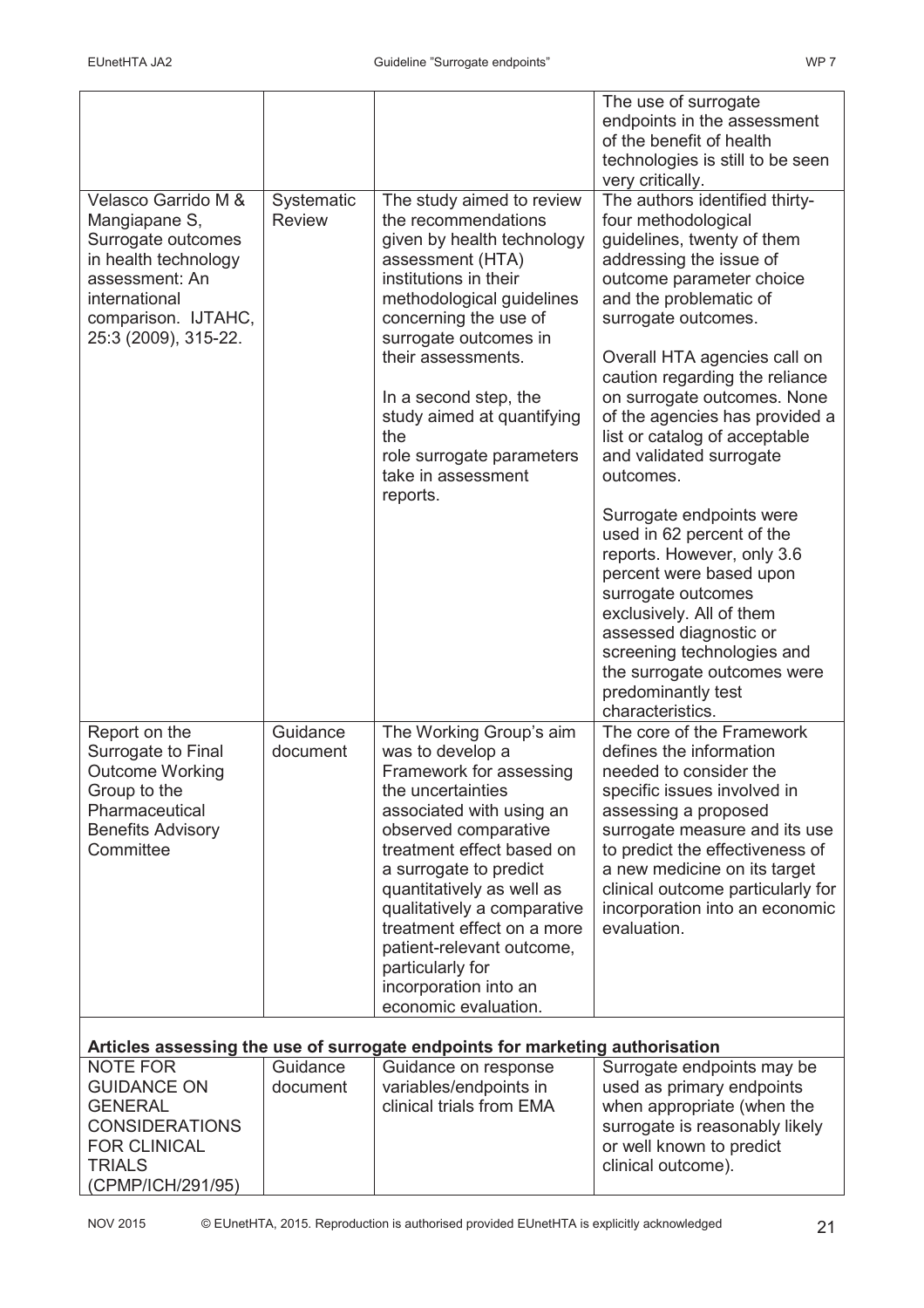| | | | |
|---|---|---|---|
| | | | The use of surrogate endpoints in the assessment of the benefit of health technologies is still to be seen very critically. |
| Velasco Garrido M & Mangiapane S, Surrogate outcomes in health technology assessment: An international comparison. IJTAHC, 25:3 (2009), 315-22. | Systematic Review | The study aimed to review the recommendations given by health technology assessment (HTA) institutions in their methodological guidelines concerning the use of surrogate outcomes in their assessments.<br><br>In a second step, the study aimed at quantifying the role surrogate parameters take in assessment reports. | The authors identified thirty-four methodological guidelines, twenty of them addressing the issue of outcome parameter choice and the problematic of surrogate outcomes.<br><br>Overall HTA agencies call on caution regarding the reliance on surrogate outcomes. None of the agencies has provided a list or catalog of acceptable and validated surrogate outcomes.<br><br>Surrogate endpoints were used in 62 percent of the reports. However, only 3.6 percent were based upon surrogate outcomes exclusively. All of them assessed diagnostic or screening technologies and the surrogate outcomes were predominantly test characteristics. |
| Report on the Surrogate to Final Outcome Working Group to the Pharmaceutical Benefits Advisory Committee | Guidance document | The Working Group's aim was to develop a Framework for assessing the uncertainties associated with using an observed comparative treatment effect based on a surrogate to predict quantitatively as well as qualitatively a comparative treatment effect on a more patient-relevant outcome, particularly for incorporation into an economic evaluation. | The core of the Framework defines the information needed to consider the specific issues involved in assessing a proposed surrogate measure and its use to predict the effectiveness of a new medicine on its target clinical outcome particularly for incorporation into an economic evaluation. |
| **Articles assessing the use of surrogate endpoints for marketing authorisation** | | | |
| NOTE FOR GUIDANCE ON GENERAL CONSIDERATIONS FOR CLINICAL TRIALS (CPMP/ICH/291/95) | Guidance document | Guidance on response variables/endpoints in clinical trials from EMA | Surrogate endpoints may be used as primary endpoints when appropriate (when the surrogate is reasonably likely or well known to predict clinical outcome). |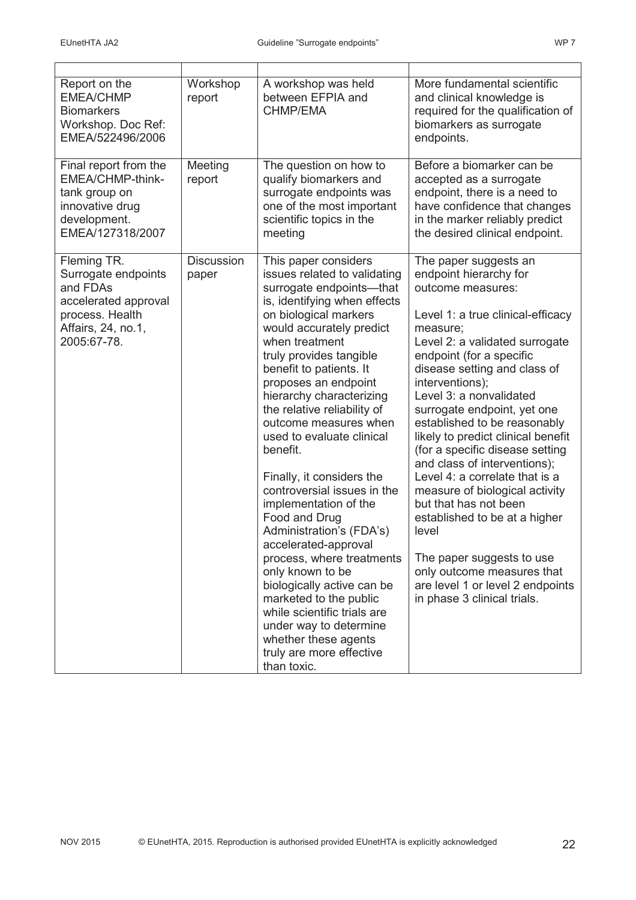| | | | |
|---|---|---|---|
| Report on the EMEA/CHMP Biomarkers Workshop. Doc Ref: EMEA/522496/2006 | Workshop report | A workshop was held between EFPIA and CHMP/EMA | More fundamental scientific and clinical knowledge is required for the qualification of biomarkers as surrogate endpoints. |
| Final report from the EMEA/CHMP-think-tank group on innovative drug development. EMEA/127318/2007 | Meeting report | The question on how to qualify biomarkers and surrogate endpoints was one of the most important scientific topics in the meeting | Before a biomarker can be accepted as a surrogate endpoint, there is a need to have confidence that changes in the marker reliably predict the desired clinical endpoint. |
| Fleming TR. Surrogate endpoints and FDAs accelerated approval process. Health Affairs, 24, no.1, 2005:67-78. | Discussion paper | This paper considers issues related to validating surrogate endpoints—that is, identifying when effects on biological markers would accurately predict when treatment truly provides tangible benefit to patients. It proposes an endpoint hierarchy characterizing the relative reliability of outcome measures when used to evaluate clinical benefit.<br><br>Finally, it considers the controversial issues in the implementation of the Food and Drug Administration's (FDA's) accelerated-approval process, where treatments only known to be biologically active can be marketed to the public while scientific trials are under way to determine whether these agents truly are more effective than toxic. | The paper suggests an endpoint hierarchy for outcome measures:<br><br>Level 1: a true clinical-efficacy measure;<br>Level 2: a validated surrogate endpoint (for a specific disease setting and class of interventions);<br>Level 3: a nonvalidated surrogate endpoint, yet one established to be reasonably likely to predict clinical benefit (for a specific disease setting and class of interventions);<br>Level 4: a correlate that is a measure of biological activity but that has not been established to be at a higher level<br><br>The paper suggests to use only outcome measures that are level 1 or level 2 endpoints in phase 3 clinical trials. |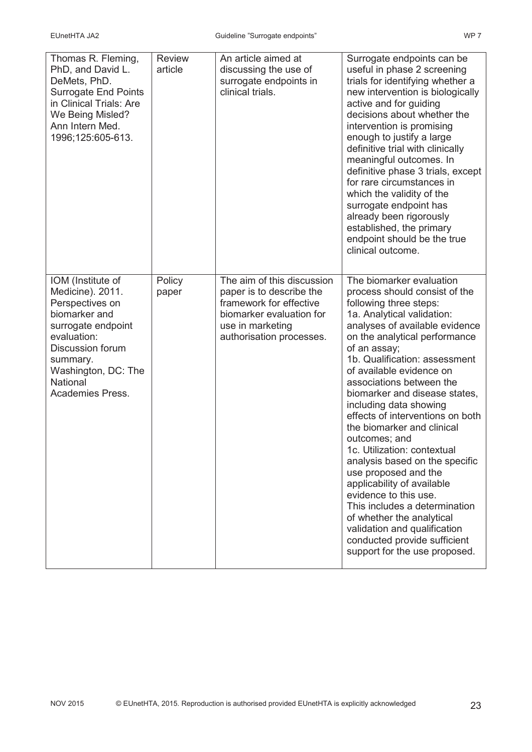| | | | |
|---|---|---|---|
| Thomas R. Fleming, PhD, and David L. DeMets, PhD. Surrogate End Points in Clinical Trials: Are We Being Misled? Ann Intern Med. 1996;125:605-613. | Review article | An article aimed at discussing the use of surrogate endpoints in clinical trials. | Surrogate endpoints can be useful in phase 2 screening trials for identifying whether a new intervention is biologically active and for guiding decisions about whether the intervention is promising enough to justify a large definitive trial with clinically meaningful outcomes. In definitive phase 3 trials, except for rare circumstances in which the validity of the surrogate endpoint has already been rigorously established, the primary endpoint should be the true clinical outcome. |
| IOM (Institute of Medicine). 2011. Perspectives on biomarker and surrogate endpoint evaluation: Discussion forum summary. Washington, DC: The National Academies Press. | Policy paper | The aim of this discussion paper is to describe the framework for effective biomarker evaluation for use in marketing authorisation processes. | The biomarker evaluation process should consist of the following three steps:<br>1a. Analytical validation: analyses of available evidence on the analytical performance of an assay;<br>1b. Qualification: assessment of available evidence on associations between the biomarker and disease states, including data showing effects of interventions on both the biomarker and clinical outcomes; and<br>1c. Utilization: contextual analysis based on the specific use proposed and the applicability of available evidence to this use.<br>This includes a determination of whether the analytical validation and qualification conducted provide sufficient support for the use proposed. |